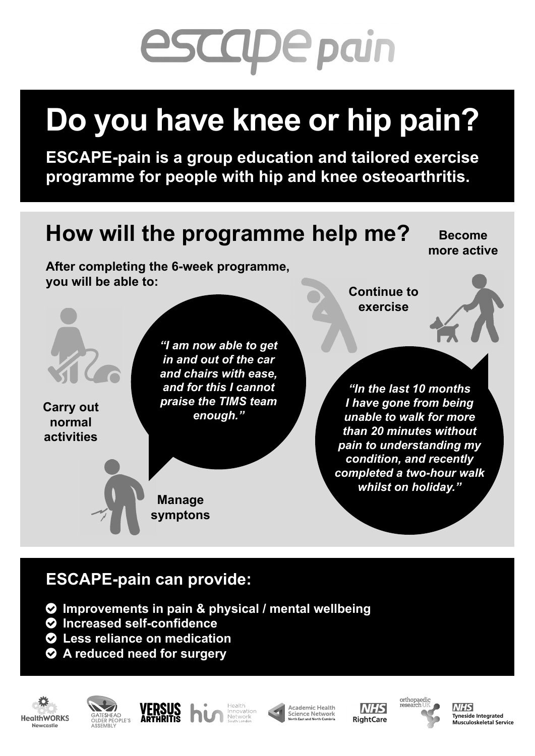# escape pain

# Do you have knee or hip pain?

**ESCAPE-pain is a group education and tailored exercise programme for people with hip and knee osteoarthritis.**

## How will the programme help me?

**After completing the 6-week programme, you will be able to:**

- **Carry out normal activities**
- **Manage symptons**
- **Continue to exercise**
- **Become more active**

***"I am now able to get in and out of the car and chairs with ease, and for this I cannot praise the TIMS team enough."***

***"In the last 10 months I have gone from being unable to walk for more than 20 minutes without pain to understanding my condition, and recently completed a two-hour walk whilst on holiday."***

## ESCAPE-pain can provide:

- **Improvements in pain & physical / mental wellbeing**
- **Increased self-confidence**
- **Less reliance on medication**
- **A reduced need for surgery**

HealthWORKS Newcastle | Gateshead Older People's Assembly | Versus Arthritis | Health Innovation Network South London | Academic Health Science Network North East and North Cumbria | NHS RightCare | Orthopaedic Research UK | NHS Tyneside Integrated Musculoskeletal Service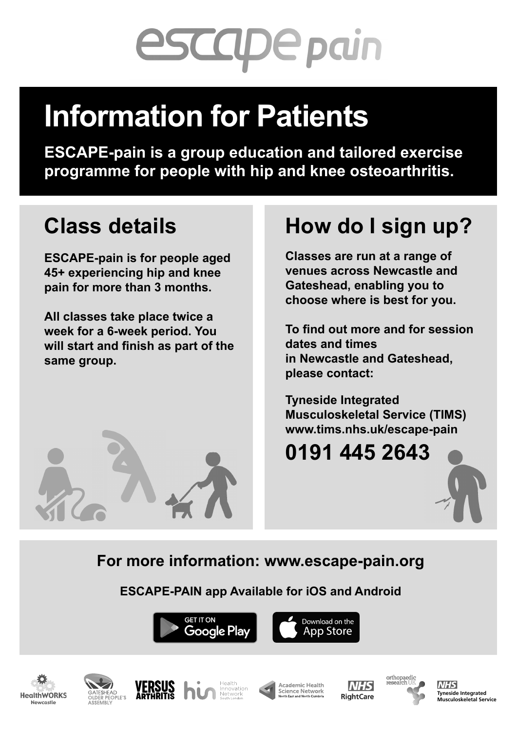# escape pain

# Information for Patients

**ESCAPE-pain is a group education and tailored exercise programme for people with hip and knee osteoarthritis.**

## Class details

**ESCAPE-pain is for people aged 45+ experiencing hip and knee pain for more than 3 months.**

**All classes take place twice a week for a 6-week period. You will start and finish as part of the same group.**

## How do I sign up?

**Classes are run at a range of venues across Newcastle and Gateshead, enabling you to choose where is best for you.**

**To find out more and for session dates and times in Newcastle and Gateshead, please contact:**

**Tyneside Integrated Musculoskeletal Service (TIMS)**
**www.tims.nhs.uk/escape-pain**

**0191 445 2643**

**For more information: www.escape-pain.org**

**ESCAPE-PAIN app Available for iOS and Android**

GET IT ON Google Play

Download on the App Store

HealthWORKS Newcastle
GATESHEAD OLDER PEOPLE'S ASSEMBLY
VERSUS ARTHRITIS
hin Health Innovation Network South London
Academic Health Science Network North East and North Cumbria
NHS RightCare
orthopaedic research UK
NHS Tyneside Integrated Musculoskeletal Service